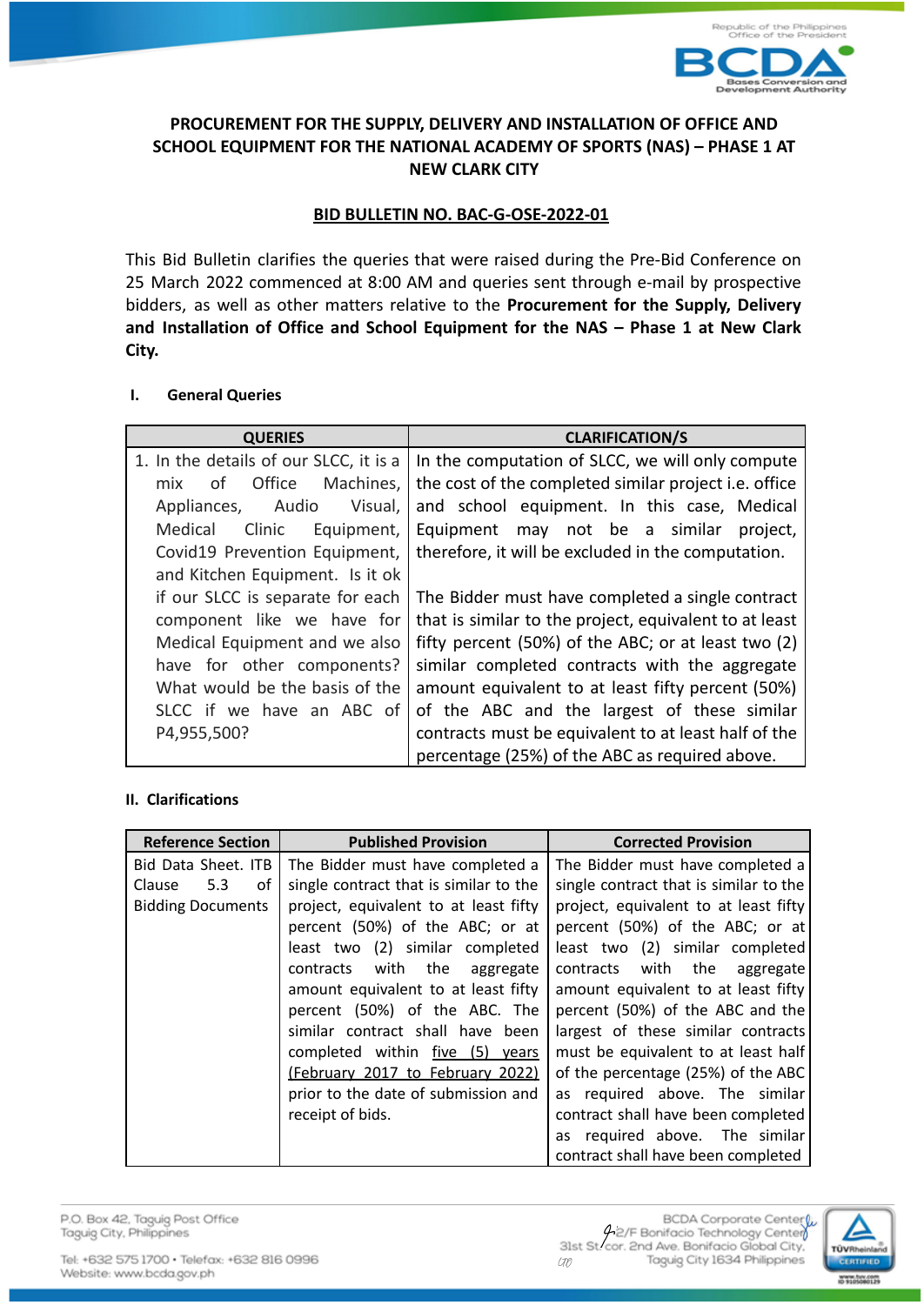**PROCUREMENT FOR THE SUPPLY, DELIVERY AND INSTALLATION OF OFFICE AND SCHOOL EQUIPMENT FOR THE NATIONAL ACADEMY OF SPORTS (NAS) – PHASE 1 AT NEW CLARK CITY**

**BID BULLETIN NO. BAC-G-OSE-2022-01**

This Bid Bulletin clarifies the queries that were raised during the Pre-Bid Conference on 25 March 2022 commenced at 8:00 AM and queries sent through e-mail by prospective bidders, as well as other matters relative to the **Procurement for the Supply, Delivery and Installation of Office and School Equipment for the NAS – Phase 1 at New Clark City.**

**I. General Queries**

| QUERIES | CLARIFICATION/S |
|---|---|
| 1. In the details of our SLCC, it is a mix of Office Machines, Appliances, Audio Visual, Medical Clinic Equipment, Covid19 Prevention Equipment, and Kitchen Equipment. Is it ok if our SLCC is separate for each component like we have for Medical Equipment and we also have for other components? What would be the basis of the SLCC if we have an ABC of P4,955,500? | In the computation of SLCC, we will only compute the cost of the completed similar project i.e. office and school equipment. In this case, Medical Equipment may not be a similar project, therefore, it will be excluded in the computation.<br><br>The Bidder must have completed a single contract that is similar to the project, equivalent to at least fifty percent (50%) of the ABC; or at least two (2) similar completed contracts with the aggregate amount equivalent to at least fifty percent (50%) of the ABC and the largest of these similar contracts must be equivalent to at least half of the percentage (25%) of the ABC as required above. |

**II. Clarifications**

| Reference Section | Published Provision | Corrected Provision |
|---|---|---|
| Bid Data Sheet. ITB Clause 5.3 of Bidding Documents | The Bidder must have completed a single contract that is similar to the project, equivalent to at least fifty percent (50%) of the ABC; or at least two (2) similar completed contracts with the aggregate amount equivalent to at least fifty percent (50%) of the ABC. The similar contract shall have been completed within five (5) years (February 2017 to February 2022) prior to the date of submission and receipt of bids. | The Bidder must have completed a single contract that is similar to the project, equivalent to at least fifty percent (50%) of the ABC; or at least two (2) similar completed contracts with the aggregate amount equivalent to at least fifty percent (50%) of the ABC and the largest of these similar contracts must be equivalent to at least half of the percentage (25%) of the ABC as required above. The similar contract shall have been completed as required above. The similar contract shall have been completed |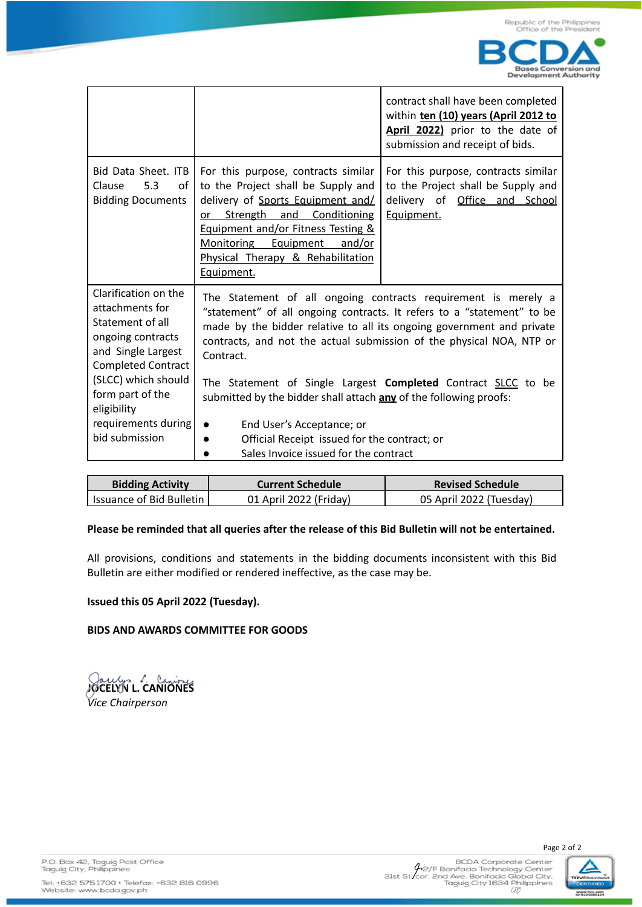| | | |
|---|---|---|
| | | contract shall have been completed within **ten (10) years (April 2012 to April 2022)** prior to the date of submission and receipt of bids. |
| Bid Data Sheet. ITB Clause 5.3 of Bidding Documents | For this purpose, contracts similar to the Project shall be Supply and delivery of Sports Equipment and/ or Strength and Conditioning Equipment and/or Fitness Testing & Monitoring Equipment and/or Physical Therapy & Rehabilitation Equipment. | For this purpose, contracts similar to the Project shall be Supply and delivery of Office and School Equipment. |
| Clarification on the attachments for Statement of all ongoing contracts and Single Largest Completed Contract (SLCC) which should form part of the eligibility requirements during bid submission | The Statement of all ongoing contracts requirement is merely a "statement" of all ongoing contracts. It refers to a "statement" to be made by the bidder relative to all its ongoing government and private contracts, and not the actual submission of the physical NOA, NTP or Contract.<br><br>The Statement of Single Largest **Completed** Contract SLCC to be submitted by the bidder shall attach **any** of the following proofs:<br>● End User's Acceptance; or<br>● Official Receipt issued for the contract; or<br>● Sales Invoice issued for the contract | |

| Bidding Activity | Current Schedule | Revised Schedule |
|---|---|---|
| Issuance of Bid Bulletin | 01 April 2022 (Friday) | 05 April 2022 (Tuesday) |

**Please be reminded that all queries after the release of this Bid Bulletin will not be entertained.**

All provisions, conditions and statements in the bidding documents inconsistent with this Bid Bulletin are either modified or rendered ineffective, as the case may be.

**Issued this 05 April 2022 (Tuesday).**

**BIDS AND AWARDS COMMITTEE FOR GOODS**

**JOCELYN L. CAÑIONES**
*Vice Chairperson*